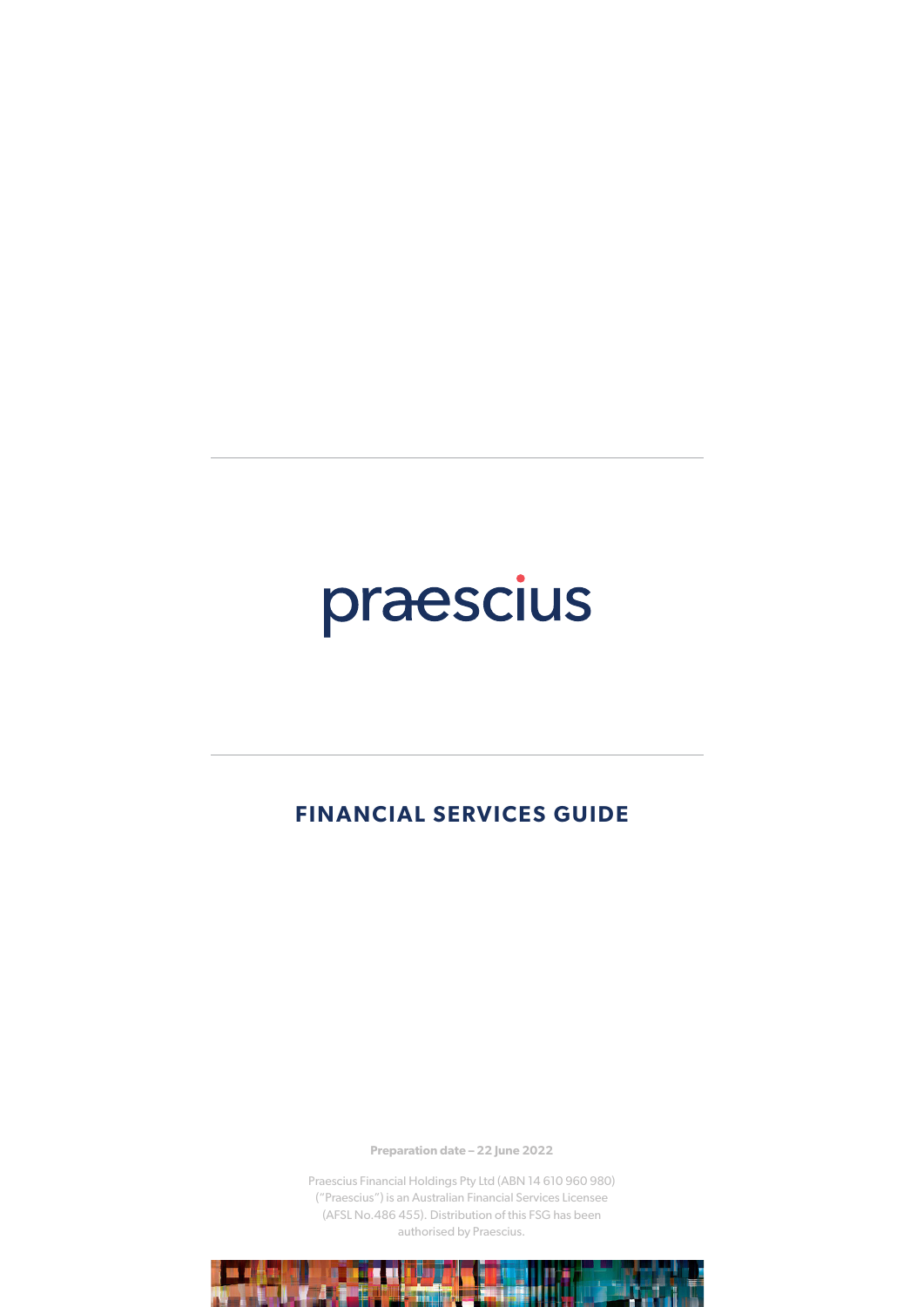praescius

# FINANCIAL SERVICES GUIDE

**Preparation date – 22 June 2022**

Praescius Financial Holdings Pty Ltd (ABN 14 610 960 980) ("Praescius") is an Australian Financial Services Licensee (AFSL No.486 455). Distribution of this FSG has been authorised by Praescius.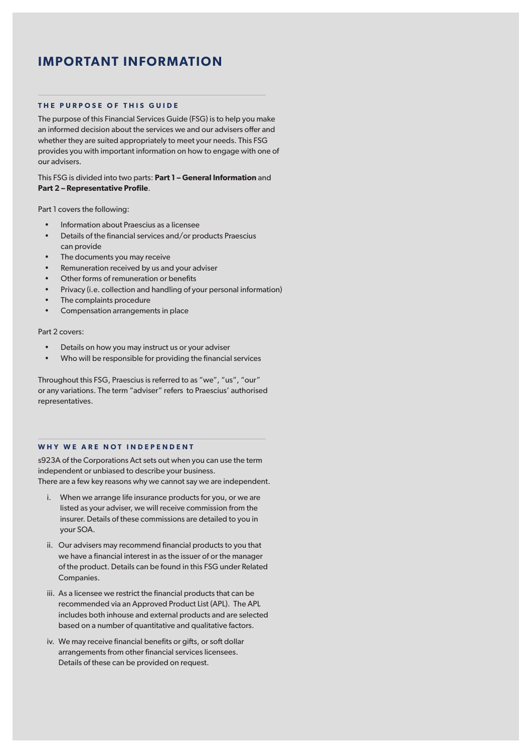# IMPORTANT INFORMATION

## THE PURPOSE OF THIS GUIDE

The purpose of this Financial Services Guide (FSG) is to help you make an informed decision about the services we and our advisers offer and whether they are suited appropriately to meet your needs. This FSG provides you with important information on how to engage with one of our advisers.

This FSG is divided into two parts: **Part 1 – General Information** and **Part 2 – Representative Profile**.

Part 1 covers the following:

- Information about Praescius as a licensee
- Details of the financial services and/or products Praescius can provide
- The documents you may receive
- Remuneration received by us and your adviser
- Other forms of remuneration or benefits
- Privacy (i.e. collection and handling of your personal information)
- The complaints procedure
- Compensation arrangements in place

Part 2 covers:

- Details on how you may instruct us or your adviser
- Who will be responsible for providing the financial services

Throughout this FSG, Praescius is referred to as "we", "us", "our" or any variations. The term "adviser" refers to Praescius' authorised representatives.

## WHY WE ARE NOT INDEPENDENT

s923A of the Corporations Act sets out when you can use the term independent or unbiased to describe your business.
There are a few key reasons why we cannot say we are independent.

i. When we arrange life insurance products for you, or we are listed as your adviser, we will receive commission from the insurer. Details of these commissions are detailed to you in your SOA.

ii. Our advisers may recommend financial products to you that we have a financial interest in as the issuer of or the manager of the product. Details can be found in this FSG under Related Companies.

iii. As a licensee we restrict the financial products that can be recommended via an Approved Product List (APL). The APL includes both inhouse and external products and are selected based on a number of quantitative and qualitative factors.

iv. We may receive financial benefits or gifts, or soft dollar arrangements from other financial services licensees. Details of these can be provided on request.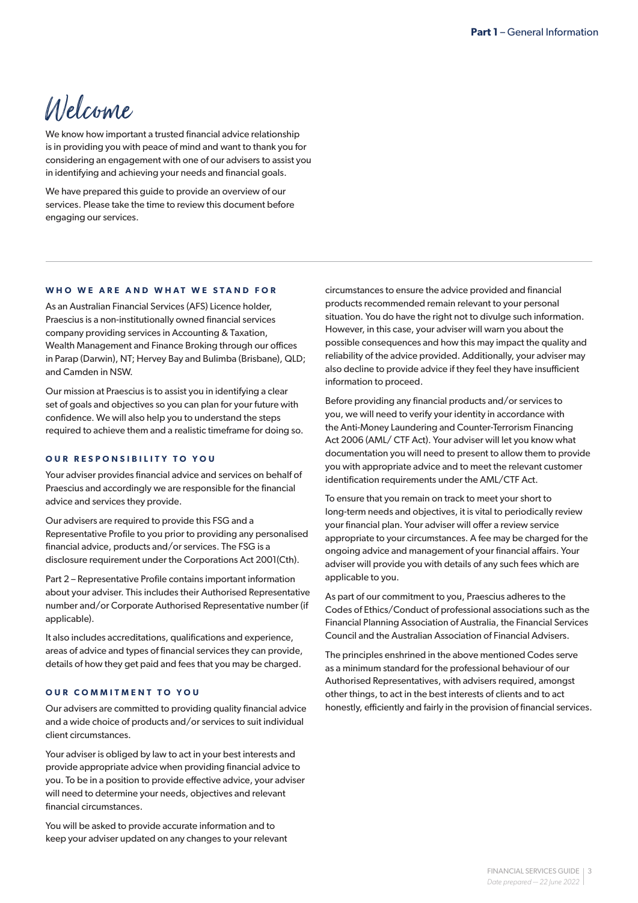# Welcome

We know how important a trusted financial advice relationship is in providing you with peace of mind and want to thank you for considering an engagement with one of our advisers to assist you in identifying and achieving your needs and financial goals.

We have prepared this guide to provide an overview of our services. Please take the time to review this document before engaging our services.

---

### WHO WE ARE AND WHAT WE STAND FOR

As an Australian Financial Services (AFS) Licence holder, Praescius is a non-institutionally owned financial services company providing services in Accounting & Taxation, Wealth Management and Finance Broking through our offices in Parap (Darwin), NT; Hervey Bay and Bulimba (Brisbane), QLD; and Camden in NSW.

Our mission at Praescius is to assist you in identifying a clear set of goals and objectives so you can plan for your future with confidence. We will also help you to understand the steps required to achieve them and a realistic timeframe for doing so.

### OUR RESPONSIBILITY TO YOU

Your adviser provides financial advice and services on behalf of Praescius and accordingly we are responsible for the financial advice and services they provide.

Our advisers are required to provide this FSG and a Representative Profile to you prior to providing any personalised financial advice, products and/or services. The FSG is a disclosure requirement under the Corporations Act 2001(Cth).

Part 2 – Representative Profile contains important information about your adviser. This includes their Authorised Representative number and/or Corporate Authorised Representative number (if applicable).

It also includes accreditations, qualifications and experience, areas of advice and types of financial services they can provide, details of how they get paid and fees that you may be charged.

### OUR COMMITMENT TO YOU

Our advisers are committed to providing quality financial advice and a wide choice of products and/or services to suit individual client circumstances.

Your adviser is obliged by law to act in your best interests and provide appropriate advice when providing financial advice to you. To be in a position to provide effective advice, your adviser will need to determine your needs, objectives and relevant financial circumstances.

You will be asked to provide accurate information and to keep your adviser updated on any changes to your relevant circumstances to ensure the advice provided and financial products recommended remain relevant to your personal situation. You do have the right not to divulge such information. However, in this case, your adviser will warn you about the possible consequences and how this may impact the quality and reliability of the advice provided. Additionally, your adviser may also decline to provide advice if they feel they have insufficient information to proceed.

Before providing any financial products and/or services to you, we will need to verify your identity in accordance with the Anti-Money Laundering and Counter-Terrorism Financing Act 2006 (AML/ CTF Act). Your adviser will let you know what documentation you will need to present to allow them to provide you with appropriate advice and to meet the relevant customer identification requirements under the AML/CTF Act.

To ensure that you remain on track to meet your short to long-term needs and objectives, it is vital to periodically review your financial plan. Your adviser will offer a review service appropriate to your circumstances. A fee may be charged for the ongoing advice and management of your financial affairs. Your adviser will provide you with details of any such fees which are applicable to you.

As part of our commitment to you, Praescius adheres to the Codes of Ethics/Conduct of professional associations such as the Financial Planning Association of Australia, the Financial Services Council and the Australian Association of Financial Advisers.

The principles enshrined in the above mentioned Codes serve as a minimum standard for the professional behaviour of our Authorised Representatives, with advisers required, amongst other things, to act in the best interests of clients and to act honestly, efficiently and fairly in the provision of financial services.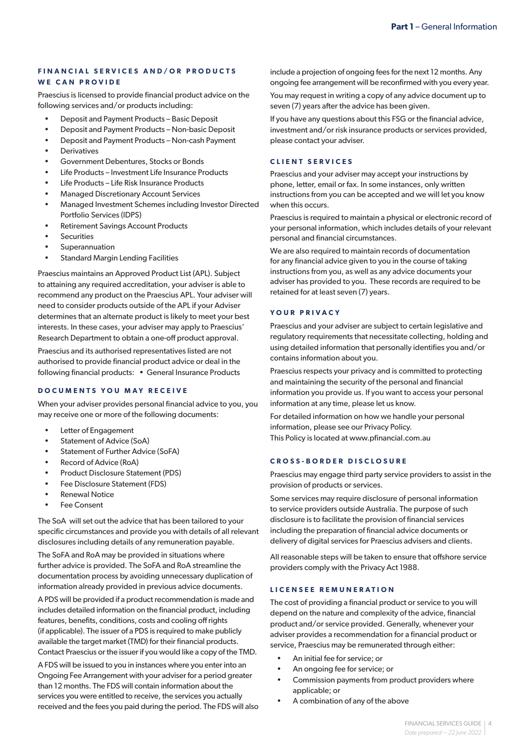## FINANCIAL SERVICES AND/OR PRODUCTS WE CAN PROVIDE

Praescius is licensed to provide financial product advice on the following services and/or products including:

- Deposit and Payment Products – Basic Deposit
- Deposit and Payment Products – Non-basic Deposit
- Deposit and Payment Products – Non-cash Payment
- Derivatives
- Government Debentures, Stocks or Bonds
- Life Products – Investment Life Insurance Products
- Life Products – Life Risk Insurance Products
- Managed Discretionary Account Services
- Managed Investment Schemes including Investor Directed Portfolio Services (IDPS)
- Retirement Savings Account Products
- Securities
- Superannuation
- Standard Margin Lending Facilities

Praescius maintains an Approved Product List (APL). Subject to attaining any required accreditation, your adviser is able to recommend any product on the Praescius APL. Your adviser will need to consider products outside of the APL if your Adviser determines that an alternate product is likely to meet your best interests. In these cases, your adviser may apply to Praescius' Research Department to obtain a one-off product approval.

Praescius and its authorised representatives listed are not authorised to provide financial product advice or deal in the following financial products:

- General Insurance Products

## DOCUMENTS YOU MAY RECEIVE

When your adviser provides personal financial advice to you, you may receive one or more of the following documents:

- Letter of Engagement
- Statement of Advice (SoA)
- Statement of Further Advice (SoFA)
- Record of Advice (RoA)
- Product Disclosure Statement (PDS)
- Fee Disclosure Statement (FDS)
- Renewal Notice
- Fee Consent

The SoA will set out the advice that has been tailored to your specific circumstances and provide you with details of all relevant disclosures including details of any remuneration payable.

The SoFA and RoA may be provided in situations where further advice is provided. The SoFA and RoA streamline the documentation process by avoiding unnecessary duplication of information already provided in previous advice documents.

A PDS will be provided if a product recommendation is made and includes detailed information on the financial product, including features, benefits, conditions, costs and cooling off rights (if applicable). The issuer of a PDS is required to make publicly available the target market (TMD) for their financial products. Contact Praescius or the issuer if you would like a copy of the TMD.

A FDS will be issued to you in instances where you enter into an Ongoing Fee Arrangement with your adviser for a period greater than 12 months. The FDS will contain information about the services you were entitled to receive, the services you actually received and the fees you paid during the period. The FDS will also include a projection of ongoing fees for the next 12 months. Any ongoing fee arrangement will be reconfirmed with you every year.

You may request in writing a copy of any advice document up to seven (7) years after the advice has been given.

If you have any questions about this FSG or the financial advice, investment and/or risk insurance products or services provided, please contact your adviser.

## CLIENT SERVICES

Praescius and your adviser may accept your instructions by phone, letter, email or fax. In some instances, only written instructions from you can be accepted and we will let you know when this occurs.

Praescius is required to maintain a physical or electronic record of your personal information, which includes details of your relevant personal and financial circumstances.

We are also required to maintain records of documentation for any financial advice given to you in the course of taking instructions from you, as well as any advice documents your adviser has provided to you. These records are required to be retained for at least seven (7) years.

## YOUR PRIVACY

Praescius and your adviser are subject to certain legislative and regulatory requirements that necessitate collecting, holding and using detailed information that personally identifies you and/or contains information about you.

Praescius respects your privacy and is committed to protecting and maintaining the security of the personal and financial information you provide us. If you want to access your personal information at any time, please let us know.

For detailed information on how we handle your personal information, please see our Privacy Policy.
This Policy is located at www.pfinancial.com.au

## CROSS-BORDER DISCLOSURE

Praescius may engage third party service providers to assist in the provision of products or services.

Some services may require disclosure of personal information to service providers outside Australia. The purpose of such disclosure is to facilitate the provision of financial services including the preparation of financial advice documents or delivery of digital services for Praescius advisers and clients.

All reasonable steps will be taken to ensure that offshore service providers comply with the Privacy Act 1988.

## LICENSEE REMUNERATION

The cost of providing a financial product or service to you will depend on the nature and complexity of the advice, financial product and/or service provided. Generally, whenever your adviser provides a recommendation for a financial product or service, Praescius may be remunerated through either:

- An initial fee for service; or
- An ongoing fee for service; or
- Commission payments from product providers where applicable; or
- A combination of any of the above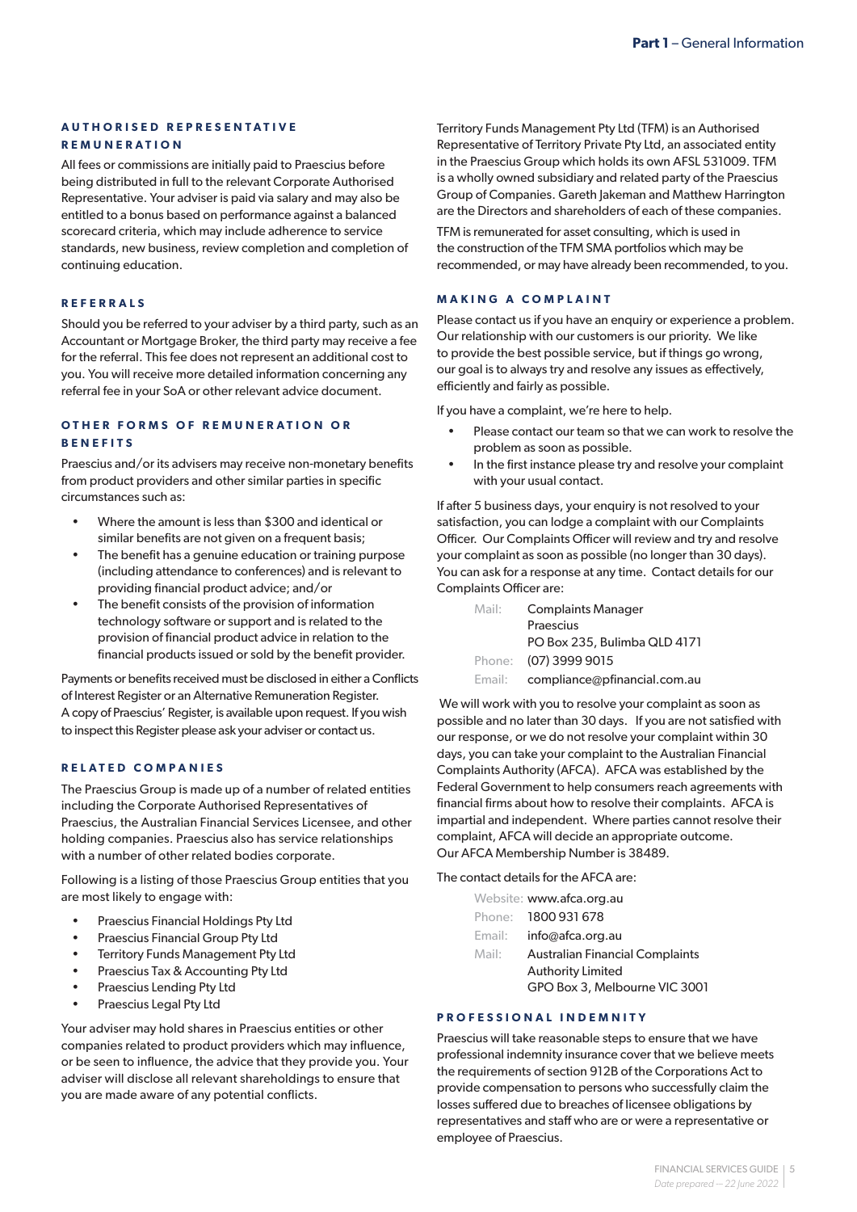## AUTHORISED REPRESENTATIVE REMUNERATION

All fees or commissions are initially paid to Praescius before being distributed in full to the relevant Corporate Authorised Representative. Your adviser is paid via salary and may also be entitled to a bonus based on performance against a balanced scorecard criteria, which may include adherence to service standards, new business, review completion and completion of continuing education.

## REFERRALS

Should you be referred to your adviser by a third party, such as an Accountant or Mortgage Broker, the third party may receive a fee for the referral. This fee does not represent an additional cost to you. You will receive more detailed information concerning any referral fee in your SoA or other relevant advice document.

## OTHER FORMS OF REMUNERATION OR BENEFITS

Praescius and/or its advisers may receive non-monetary benefits from product providers and other similar parties in specific circumstances such as:

- Where the amount is less than $300 and identical or similar benefits are not given on a frequent basis;
- The benefit has a genuine education or training purpose (including attendance to conferences) and is relevant to providing financial product advice; and/or
- The benefit consists of the provision of information technology software or support and is related to the provision of financial product advice in relation to the financial products issued or sold by the benefit provider.

Payments or benefits received must be disclosed in either a Conflicts of Interest Register or an Alternative Remuneration Register. A copy of Praescius' Register, is available upon request. If you wish to inspect this Register please ask your adviser or contact us.

## RELATED COMPANIES

The Praescius Group is made up of a number of related entities including the Corporate Authorised Representatives of Praescius, the Australian Financial Services Licensee, and other holding companies. Praescius also has service relationships with a number of other related bodies corporate.

Following is a listing of those Praescius Group entities that you are most likely to engage with:

- Praescius Financial Holdings Pty Ltd
- Praescius Financial Group Pty Ltd
- Territory Funds Management Pty Ltd
- Praescius Tax & Accounting Pty Ltd
- Praescius Lending Pty Ltd
- Praescius Legal Pty Ltd

Your adviser may hold shares in Praescius entities or other companies related to product providers which may influence, or be seen to influence, the advice that they provide you. Your adviser will disclose all relevant shareholdings to ensure that you are made aware of any potential conflicts.

Territory Funds Management Pty Ltd (TFM) is an Authorised Representative of Territory Private Pty Ltd, an associated entity in the Praescius Group which holds its own AFSL 531009. TFM is a wholly owned subsidiary and related party of the Praescius Group of Companies. Gareth Jakeman and Matthew Harrington are the Directors and shareholders of each of these companies.

TFM is remunerated for asset consulting, which is used in the construction of the TFM SMA portfolios which may be recommended, or may have already been recommended, to you.

## MAKING A COMPLAINT

Please contact us if you have an enquiry or experience a problem. Our relationship with our customers is our priority. We like to provide the best possible service, but if things go wrong, our goal is to always try and resolve any issues as effectively, efficiently and fairly as possible.

If you have a complaint, we're here to help.

- Please contact our team so that we can work to resolve the problem as soon as possible.
- In the first instance please try and resolve your complaint with your usual contact.

If after 5 business days, your enquiry is not resolved to your satisfaction, you can lodge a complaint with our Complaints Officer. Our Complaints Officer will review and try and resolve your complaint as soon as possible (no longer than 30 days). You can ask for a response at any time. Contact details for our Complaints Officer are:

Mail: Complaints Manager
Praescius
PO Box 235, Bulimba QLD 4171
Phone: (07) 3999 9015
Email: compliance@pfinancial.com.au

We will work with you to resolve your complaint as soon as possible and no later than 30 days. If you are not satisfied with our response, or we do not resolve your complaint within 30 days, you can take your complaint to the Australian Financial Complaints Authority (AFCA). AFCA was established by the Federal Government to help consumers reach agreements with financial firms about how to resolve their complaints. AFCA is impartial and independent. Where parties cannot resolve their complaint, AFCA will decide an appropriate outcome. Our AFCA Membership Number is 38489.

The contact details for the AFCA are:

Website: www.afca.org.au
Phone: 1800 931 678
Email: info@afca.org.au
Mail: Australian Financial Complaints Authority Limited
GPO Box 3, Melbourne VIC 3001

## PROFESSIONAL INDEMNITY

Praescius will take reasonable steps to ensure that we have professional indemnity insurance cover that we believe meets the requirements of section 912B of the Corporations Act to provide compensation to persons who successfully claim the losses suffered due to breaches of licensee obligations by representatives and staff who are or were a representative or employee of Praescius.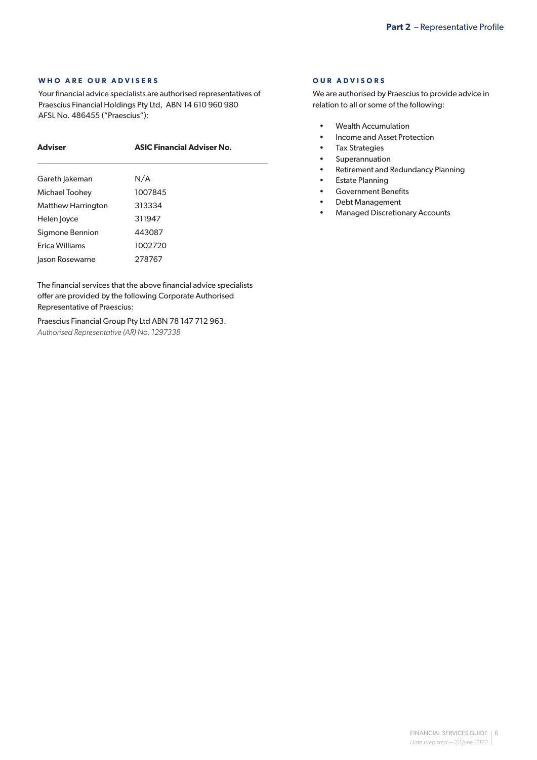## WHO ARE OUR ADVISERS

Your financial advice specialists are authorised representatives of Praescius Financial Holdings Pty Ltd, ABN 14 610 960 980 AFSL No. 486455 ("Praescius"):

| Adviser | ASIC Financial Adviser No. |
| --- | --- |
| Gareth Jakeman | N/A |
| Michael Toohey | 1007845 |
| Matthew Harrington | 313334 |
| Helen Joyce | 311947 |
| Sigmone Bennion | 443087 |
| Erica Williams | 1002720 |
| Jason Rosewarne | 278767 |

The financial services that the above financial advice specialists offer are provided by the following Corporate Authorised Representative of Praescius:

Praescius Financial Group Pty Ltd ABN 78 147 712 963.
*Authorised Representative (AR) No. 1297338*

## OUR ADVISORS

We are authorised by Praescius to provide advice in relation to all or some of the following:

- Wealth Accumulation
- Income and Asset Protection
- Tax Strategies
- Superannuation
- Retirement and Redundancy Planning
- Estate Planning
- Government Benefits
- Debt Management
- Managed Discretionary Accounts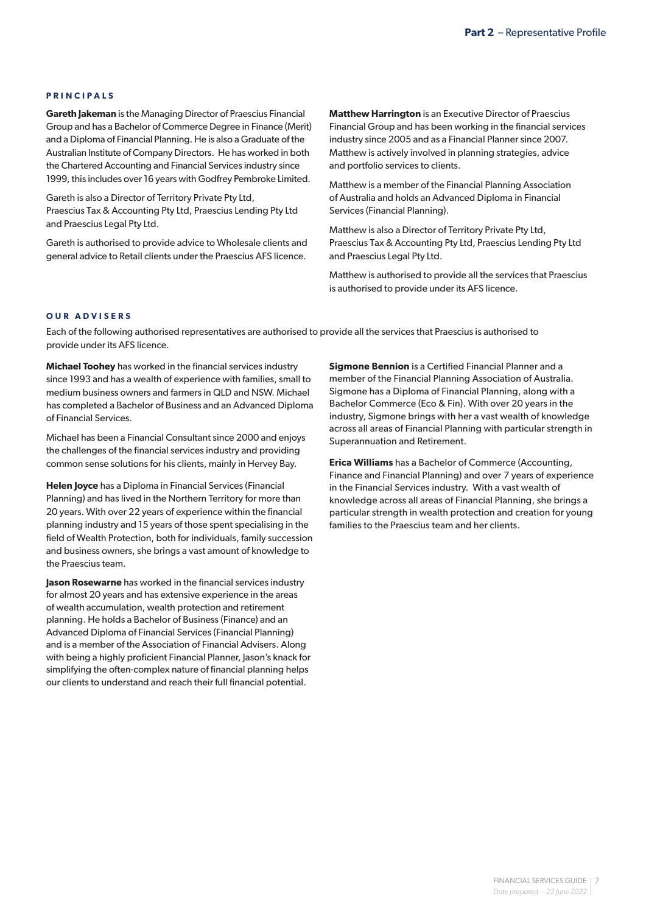## PRINCIPALS

**Gareth Jakeman** is the Managing Director of Praescius Financial Group and has a Bachelor of Commerce Degree in Finance (Merit) and a Diploma of Financial Planning. He is also a Graduate of the Australian Institute of Company Directors. He has worked in both the Chartered Accounting and Financial Services industry since 1999, this includes over 16 years with Godfrey Pembroke Limited.

Gareth is also a Director of Territory Private Pty Ltd, Praescius Tax & Accounting Pty Ltd, Praescius Lending Pty Ltd and Praescius Legal Pty Ltd.

Gareth is authorised to provide advice to Wholesale clients and general advice to Retail clients under the Praescius AFS licence.

**Matthew Harrington** is an Executive Director of Praescius Financial Group and has been working in the financial services industry since 2005 and as a Financial Planner since 2007. Matthew is actively involved in planning strategies, advice and portfolio services to clients.

Matthew is a member of the Financial Planning Association of Australia and holds an Advanced Diploma in Financial Services (Financial Planning).

Matthew is also a Director of Territory Private Pty Ltd, Praescius Tax & Accounting Pty Ltd, Praescius Lending Pty Ltd and Praescius Legal Pty Ltd.

Matthew is authorised to provide all the services that Praescius is authorised to provide under its AFS licence.

## OUR ADVISERS

Each of the following authorised representatives are authorised to provide all the services that Praescius is authorised to provide under its AFS licence.

**Michael Toohey** has worked in the financial services industry since 1993 and has a wealth of experience with families, small to medium business owners and farmers in QLD and NSW. Michael has completed a Bachelor of Business and an Advanced Diploma of Financial Services.

Michael has been a Financial Consultant since 2000 and enjoys the challenges of the financial services industry and providing common sense solutions for his clients, mainly in Hervey Bay.

**Helen Joyce** has a Diploma in Financial Services (Financial Planning) and has lived in the Northern Territory for more than 20 years. With over 22 years of experience within the financial planning industry and 15 years of those spent specialising in the field of Wealth Protection, both for individuals, family succession and business owners, she brings a vast amount of knowledge to the Praescius team.

**Jason Rosewarne** has worked in the financial services industry for almost 20 years and has extensive experience in the areas of wealth accumulation, wealth protection and retirement planning. He holds a Bachelor of Business (Finance) and an Advanced Diploma of Financial Services (Financial Planning) and is a member of the Association of Financial Advisers. Along with being a highly proficient Financial Planner, Jason's knack for simplifying the often-complex nature of financial planning helps our clients to understand and reach their full financial potential.

**Sigmone Bennion** is a Certified Financial Planner and a member of the Financial Planning Association of Australia. Sigmone has a Diploma of Financial Planning, along with a Bachelor Commerce (Eco & Fin). With over 20 years in the industry, Sigmone brings with her a vast wealth of knowledge across all areas of Financial Planning with particular strength in Superannuation and Retirement.

**Erica Williams** has a Bachelor of Commerce (Accounting, Finance and Financial Planning) and over 7 years of experience in the Financial Services industry. With a vast wealth of knowledge across all areas of Financial Planning, she brings a particular strength in wealth protection and creation for young families to the Praescius team and her clients.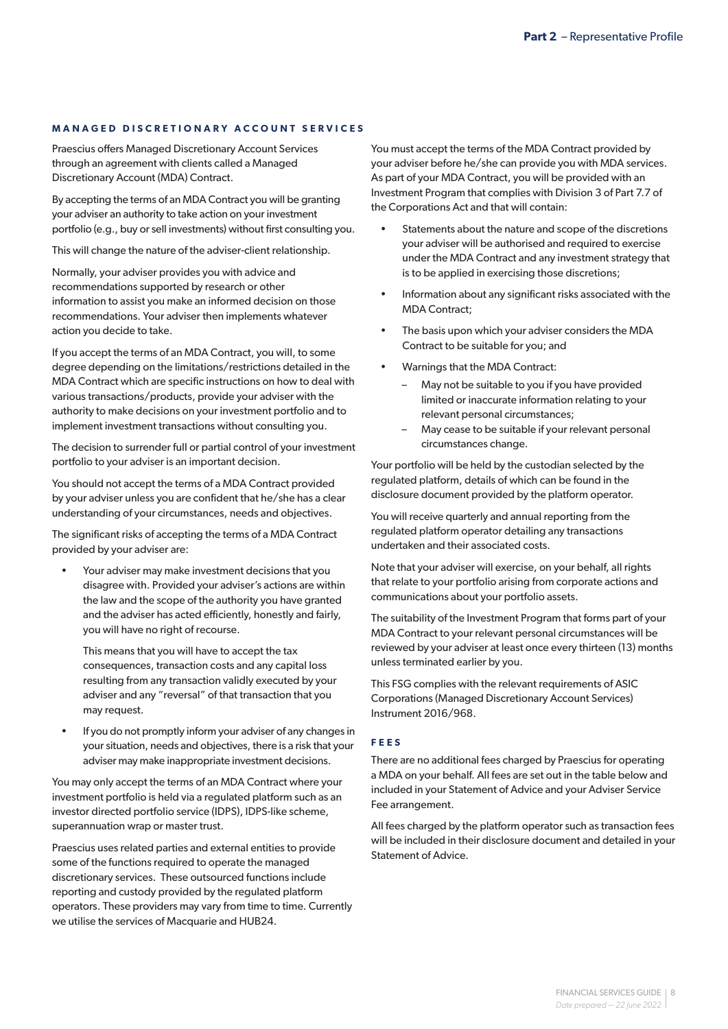## MANAGED DISCRETIONARY ACCOUNT SERVICES

Praescius offers Managed Discretionary Account Services through an agreement with clients called a Managed Discretionary Account (MDA) Contract.

By accepting the terms of an MDA Contract you will be granting your adviser an authority to take action on your investment portfolio (e.g., buy or sell investments) without first consulting you.

This will change the nature of the adviser-client relationship.

Normally, your adviser provides you with advice and recommendations supported by research or other information to assist you make an informed decision on those recommendations. Your adviser then implements whatever action you decide to take.

If you accept the terms of an MDA Contract, you will, to some degree depending on the limitations/restrictions detailed in the MDA Contract which are specific instructions on how to deal with various transactions/products, provide your adviser with the authority to make decisions on your investment portfolio and to implement investment transactions without consulting you.

The decision to surrender full or partial control of your investment portfolio to your adviser is an important decision.

You should not accept the terms of a MDA Contract provided by your adviser unless you are confident that he/she has a clear understanding of your circumstances, needs and objectives.

The significant risks of accepting the terms of a MDA Contract provided by your adviser are:

- Your adviser may make investment decisions that you disagree with. Provided your adviser's actions are within the law and the scope of the authority you have granted and the adviser has acted efficiently, honestly and fairly, you will have no right of recourse.

  This means that you will have to accept the tax consequences, transaction costs and any capital loss resulting from any transaction validly executed by your adviser and any "reversal" of that transaction that you may request.

- If you do not promptly inform your adviser of any changes in your situation, needs and objectives, there is a risk that your adviser may make inappropriate investment decisions.

You may only accept the terms of an MDA Contract where your investment portfolio is held via a regulated platform such as an investor directed portfolio service (IDPS), IDPS-like scheme, superannuation wrap or master trust.

Praescius uses related parties and external entities to provide some of the functions required to operate the managed discretionary services. These outsourced functions include reporting and custody provided by the regulated platform operators. These providers may vary from time to time. Currently we utilise the services of Macquarie and HUB24.

You must accept the terms of the MDA Contract provided by your adviser before he/she can provide you with MDA services. As part of your MDA Contract, you will be provided with an Investment Program that complies with Division 3 of Part 7.7 of the Corporations Act and that will contain:

- Statements about the nature and scope of the discretions your adviser will be authorised and required to exercise under the MDA Contract and any investment strategy that is to be applied in exercising those discretions;
- Information about any significant risks associated with the MDA Contract;
- The basis upon which your adviser considers the MDA Contract to be suitable for you; and
- Warnings that the MDA Contract:
  - May not be suitable to you if you have provided limited or inaccurate information relating to your relevant personal circumstances;
  - May cease to be suitable if your relevant personal circumstances change.

Your portfolio will be held by the custodian selected by the regulated platform, details of which can be found in the disclosure document provided by the platform operator.

You will receive quarterly and annual reporting from the regulated platform operator detailing any transactions undertaken and their associated costs.

Note that your adviser will exercise, on your behalf, all rights that relate to your portfolio arising from corporate actions and communications about your portfolio assets.

The suitability of the Investment Program that forms part of your MDA Contract to your relevant personal circumstances will be reviewed by your adviser at least once every thirteen (13) months unless terminated earlier by you.

This FSG complies with the relevant requirements of ASIC Corporations (Managed Discretionary Account Services) Instrument 2016/968.

### FEES

There are no additional fees charged by Praescius for operating a MDA on your behalf. All fees are set out in the table below and included in your Statement of Advice and your Adviser Service Fee arrangement.

All fees charged by the platform operator such as transaction fees will be included in their disclosure document and detailed in your Statement of Advice.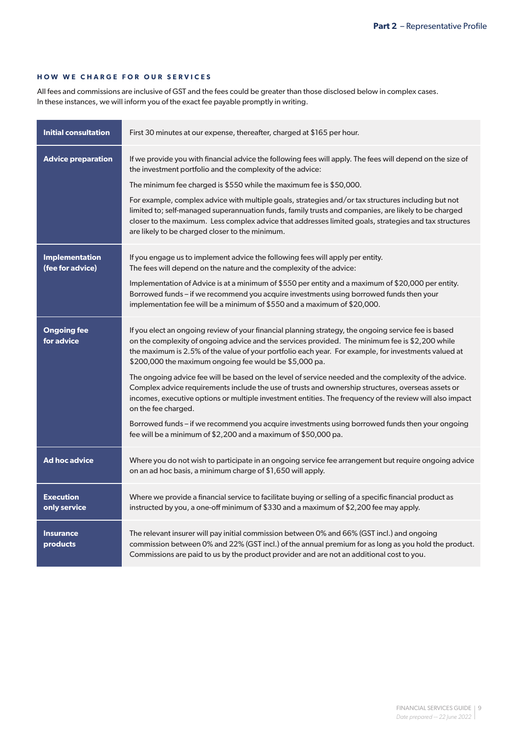### HOW WE CHARGE FOR OUR SERVICES

All fees and commissions are inclusive of GST and the fees could be greater than those disclosed below in complex cases. In these instances, we will inform you of the exact fee payable promptly in writing.

| | |
|---|---|
| **Initial consultation** | First 30 minutes at our expense, thereafter, charged at $165 per hour. |
| **Advice preparation** | If we provide you with financial advice the following fees will apply. The fees will depend on the size of the investment portfolio and the complexity of the advice:<br><br>The minimum fee charged is $550 while the maximum fee is $50,000.<br><br>For example, complex advice with multiple goals, strategies and/or tax structures including but not limited to; self-managed superannuation funds, family trusts and companies, are likely to be charged closer to the maximum. Less complex advice that addresses limited goals, strategies and tax structures are likely to be charged closer to the minimum. |
| **Implementation (fee for advice)** | If you engage us to implement advice the following fees will apply per entity. The fees will depend on the nature and the complexity of the advice:<br><br>Implementation of Advice is at a minimum of $550 per entity and a maximum of $20,000 per entity. Borrowed funds – if we recommend you acquire investments using borrowed funds then your implementation fee will be a minimum of $550 and a maximum of $20,000. |
| **Ongoing fee for advice** | If you elect an ongoing review of your financial planning strategy, the ongoing service fee is based on the complexity of ongoing advice and the services provided. The minimum fee is $2,200 while the maximum is 2.5% of the value of your portfolio each year. For example, for investments valued at $200,000 the maximum ongoing fee would be $5,000 pa.<br><br>The ongoing advice fee will be based on the level of service needed and the complexity of the advice. Complex advice requirements include the use of trusts and ownership structures, overseas assets or incomes, executive options or multiple investment entities. The frequency of the review will also impact on the fee charged.<br><br>Borrowed funds – if we recommend you acquire investments using borrowed funds then your ongoing fee will be a minimum of $2,200 and a maximum of $50,000 pa. |
| **Ad hoc advice** | Where you do not wish to participate in an ongoing service fee arrangement but require ongoing advice on an ad hoc basis, a minimum charge of $1,650 will apply. |
| **Execution only service** | Where we provide a financial service to facilitate buying or selling of a specific financial product as instructed by you, a one-off minimum of $330 and a maximum of $2,200 fee may apply. |
| **Insurance products** | The relevant insurer will pay initial commission between 0% and 66% (GST incl.) and ongoing commission between 0% and 22% (GST incl.) of the annual premium for as long as you hold the product. Commissions are paid to us by the product provider and are not an additional cost to you. |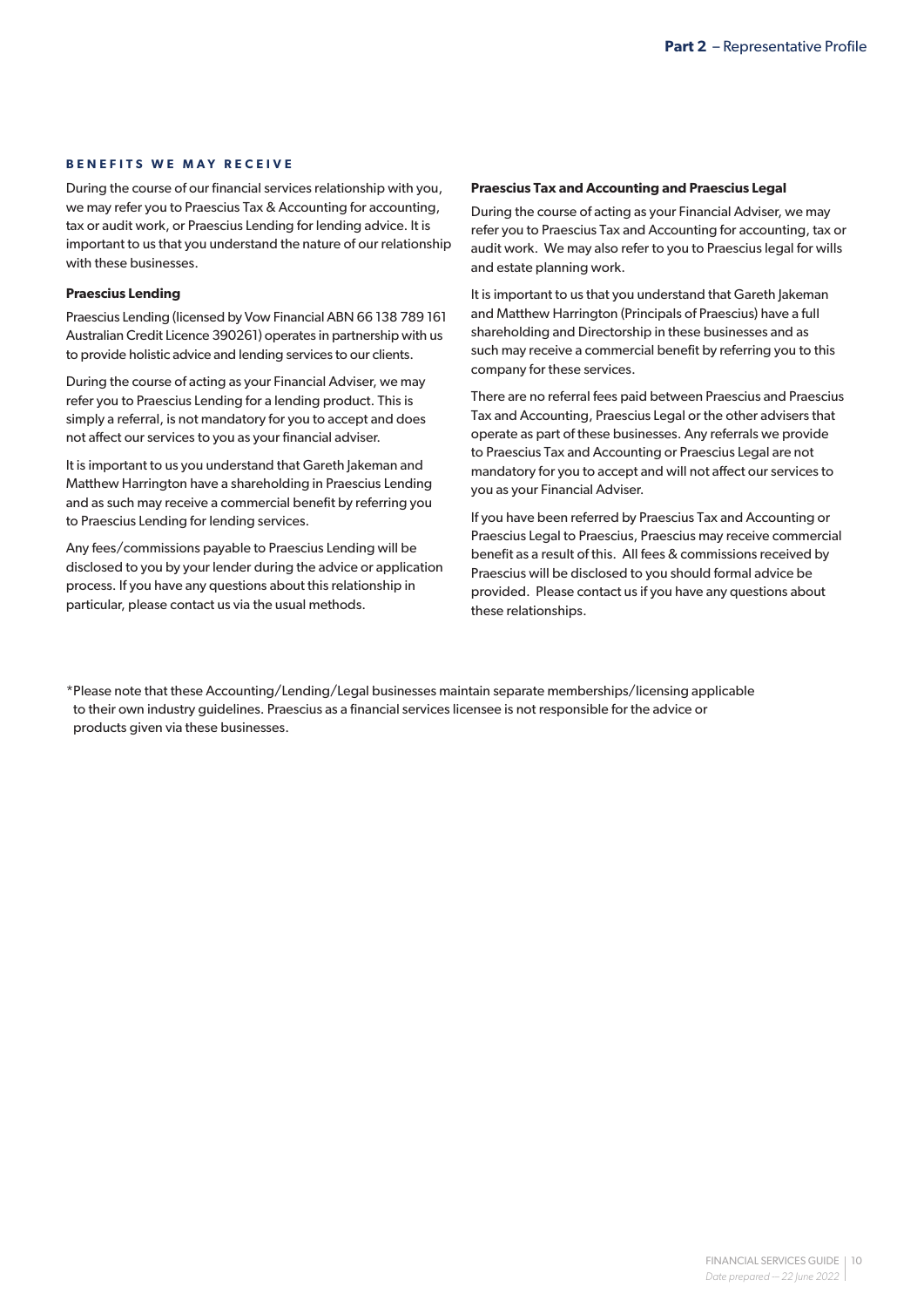### BENEFITS WE MAY RECEIVE

During the course of our financial services relationship with you, we may refer you to Praescius Tax & Accounting for accounting, tax or audit work, or Praescius Lending for lending advice. It is important to us that you understand the nature of our relationship with these businesses.

**Praescius Lending**

Praescius Lending (licensed by Vow Financial ABN 66 138 789 161 Australian Credit Licence 390261) operates in partnership with us to provide holistic advice and lending services to our clients.

During the course of acting as your Financial Adviser, we may refer you to Praescius Lending for a lending product. This is simply a referral, is not mandatory for you to accept and does not affect our services to you as your financial adviser.

It is important to us you understand that Gareth Jakeman and Matthew Harrington have a shareholding in Praescius Lending and as such may receive a commercial benefit by referring you to Praescius Lending for lending services.

Any fees/commissions payable to Praescius Lending will be disclosed to you by your lender during the advice or application process. If you have any questions about this relationship in particular, please contact us via the usual methods.

**Praescius Tax and Accounting and Praescius Legal**

During the course of acting as your Financial Adviser, we may refer you to Praescius Tax and Accounting for accounting, tax or audit work. We may also refer to you to Praescius legal for wills and estate planning work.

It is important to us that you understand that Gareth Jakeman and Matthew Harrington (Principals of Praescius) have a full shareholding and Directorship in these businesses and as such may receive a commercial benefit by referring you to this company for these services.

There are no referral fees paid between Praescius and Praescius Tax and Accounting, Praescius Legal or the other advisers that operate as part of these businesses. Any referrals we provide to Praescius Tax and Accounting or Praescius Legal are not mandatory for you to accept and will not affect our services to you as your Financial Adviser.

If you have been referred by Praescius Tax and Accounting or Praescius Legal to Praescius, Praescius may receive commercial benefit as a result of this. All fees & commissions received by Praescius will be disclosed to you should formal advice be provided. Please contact us if you have any questions about these relationships.

*Please note that these Accounting/Lending/Legal businesses maintain separate memberships/licensing applicable to their own industry guidelines. Praescius as a financial services licensee is not responsible for the advice or products given via these businesses.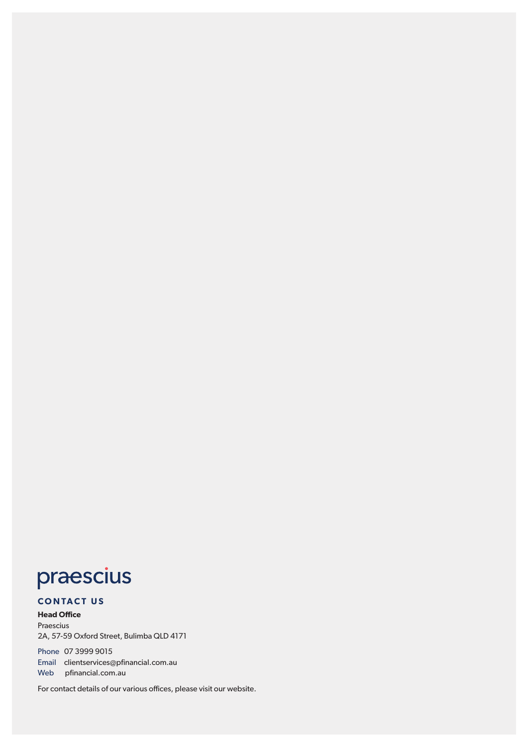praescius

## CONTACT US

**Head Office**
Praescius
2A, 57-59 Oxford Street, Bulimba QLD 4171

Phone 07 3999 9015
Email clientservices@pfinancial.com.au
Web pfinancial.com.au

For contact details of our various offices, please visit our website.